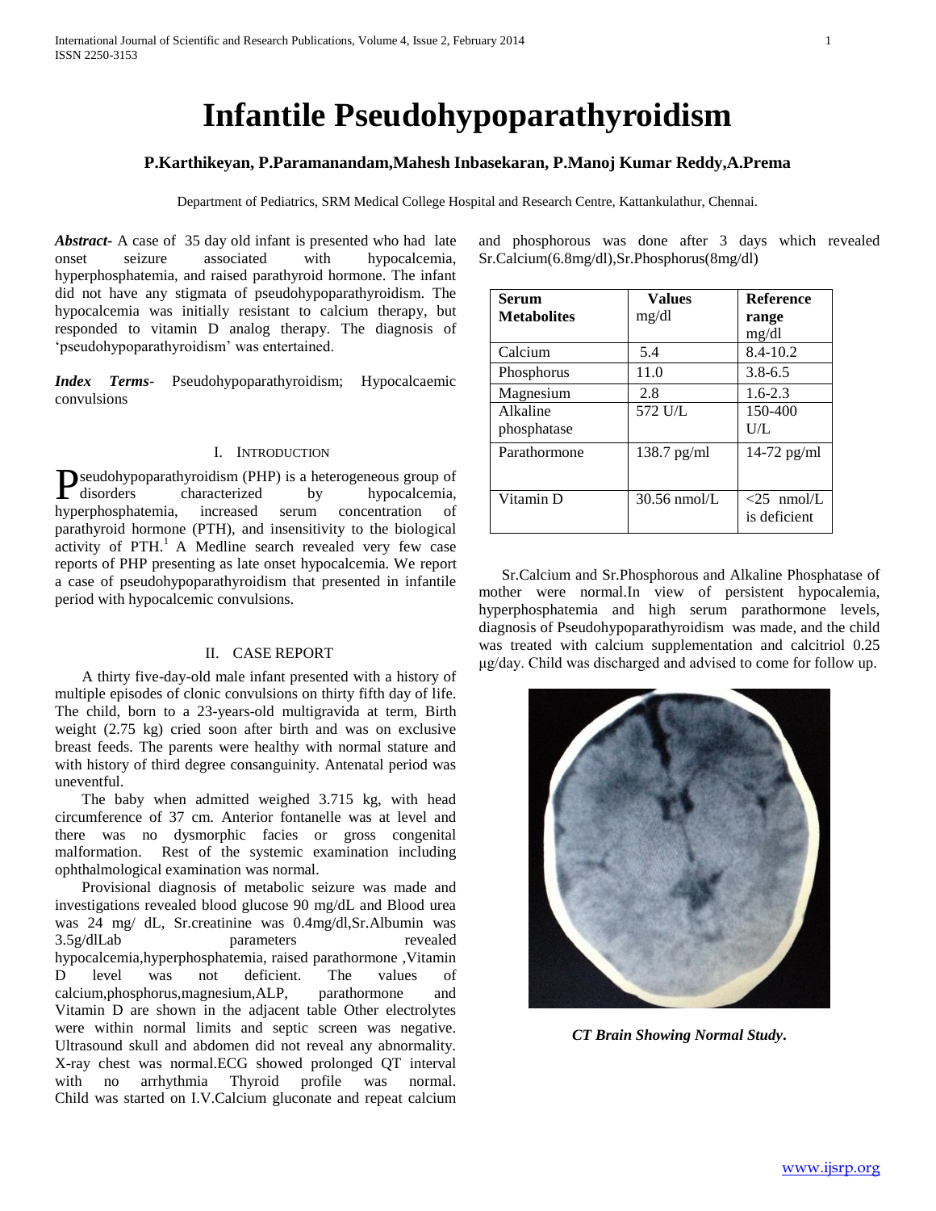# Infantile Pseudohypoparathyroidism

**P.Karthikeyan, P.Paramanandam,Mahesh Inbasekaran, P.Manoj Kumar Reddy,A.Prema**

Department of Pediatrics, SRM Medical College Hospital and Research Centre, Kattankulathur, Chennai.

***Abstract-*** A case of 35 day old infant is presented who had late onset seizure associated with hypocalcemia, hyperphosphatemia, and raised parathyroid hormone. The infant did not have any stigmata of pseudohypoparathyroidism. The hypocalcemia was initially resistant to calcium therapy, but responded to vitamin D analog therapy. The diagnosis of 'pseudohypoparathyroidism' was entertained.

***Index Terms*-** Pseudohypoparathyroidism; Hypocalcaemic convulsions

## I. Introduction

Pseudohypoparathyroidism (PHP) is a heterogeneous group of disorders characterized by hypocalcemia, hyperphosphatemia, increased serum concentration of parathyroid hormone (PTH), and insensitivity to the biological activity of PTH.[1] A Medline search revealed very few case reports of PHP presenting as late onset hypocalcemia. We report a case of pseudohypoparathyroidism that presented in infantile period with hypocalcemic convulsions.

## II. Case Report

A thirty five-day-old male infant presented with a history of multiple episodes of clonic convulsions on thirty fifth day of life. The child, born to a 23-years-old multigravida at term, Birth weight (2.75 kg) cried soon after birth and was on exclusive breast feeds. The parents were healthy with normal stature and with history of third degree consanguinity. Antenatal period was uneventful.

The baby when admitted weighed 3.715 kg, with head circumference of 37 cm. Anterior fontanelle was at level and there was no dysmorphic facies or gross congenital malformation. Rest of the systemic examination including ophthalmological examination was normal.

Provisional diagnosis of metabolic seizure was made and investigations revealed blood glucose 90 mg/dL and Blood urea was 24 mg/ dL, Sr.creatinine was 0.4mg/dl,Sr.Albumin was 3.5g/dlLab parameters revealed hypocalcemia,hyperphosphatemia, raised parathormone ,Vitamin D level was not deficient. The values of calcium,phosphorus,magnesium,ALP, parathormone and Vitamin D are shown in the adjacent table Other electrolytes were within normal limits and septic screen was negative. Ultrasound skull and abdomen did not reveal any abnormality. X-ray chest was normal.ECG showed prolonged QT interval with no arrhythmia Thyroid profile was normal. Child was started on I.V.Calcium gluconate and repeat calcium and phosphorous was done after 3 days which revealed Sr.Calcium(6.8mg/dl),Sr.Phosphorus(8mg/dl)

| Serum Metabolites | Values mg/dl | Reference range mg/dl |
|---|---|---|
| Calcium | 5.4 | 8.4-10.2 |
| Phosphorus | 11.0 | 3.8-6.5 |
| Magnesium | 2.8 | 1.6-2.3 |
| Alkaline phosphatase | 572 U/L | 150-400 U/L |
| Parathormone | 138.7 pg/ml | 14-72 pg/ml |
| Vitamin D | 30.56 nmol/L | <25 nmol/L is deficient |

Sr.Calcium and Sr.Phosphorous and Alkaline Phosphatase of mother were normal.In view of persistent hypocalemia, hyperphosphatemia and high serum parathormone levels, diagnosis of Pseudohypoparathyroidism was made, and the child was treated with calcium supplementation and calcitriol 0.25 μg/day. Child was discharged and advised to come for follow up.

*CT Brain Showing Normal Study.*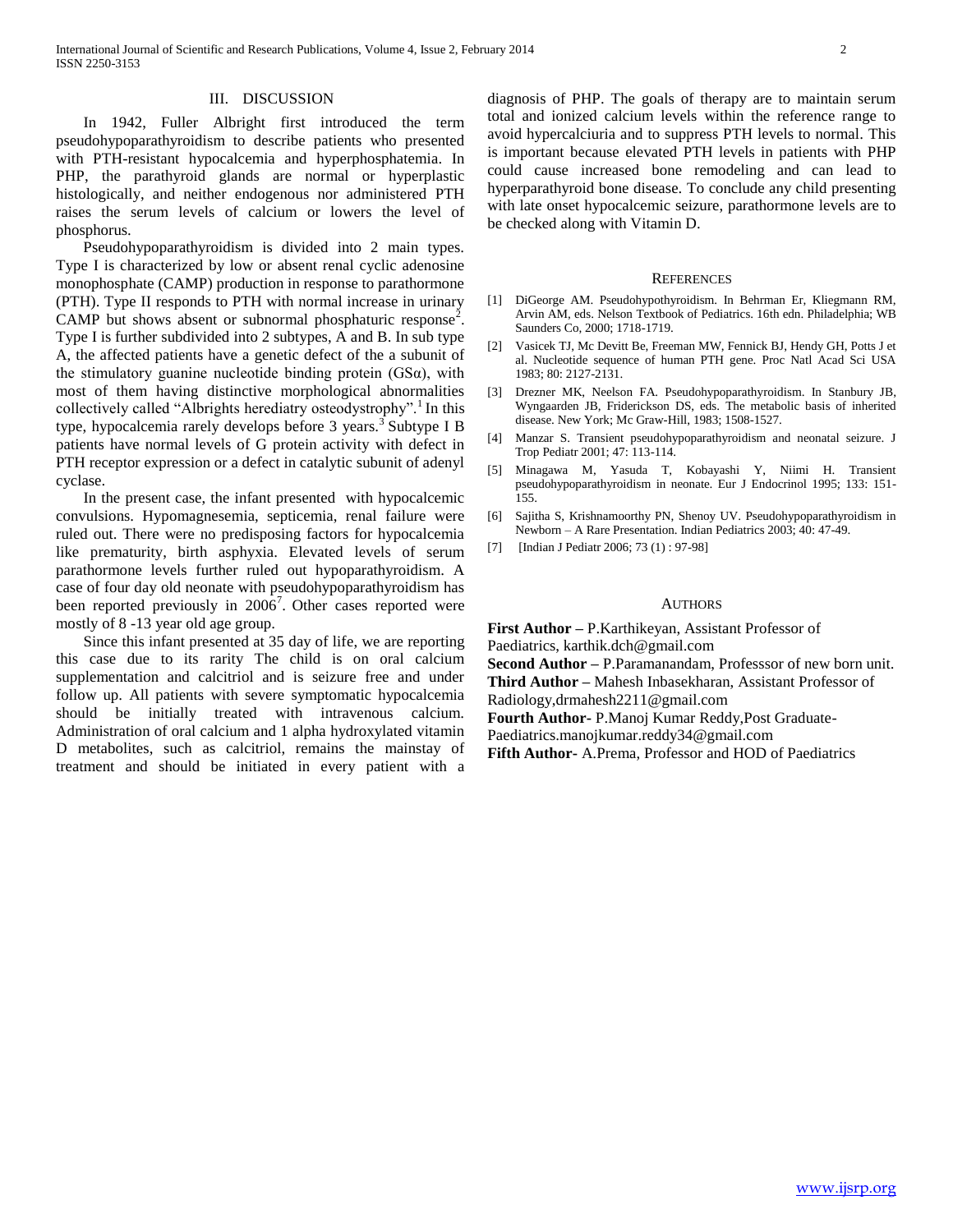## III. DISCUSSION

In 1942, Fuller Albright first introduced the term pseudohypoparathyroidism to describe patients who presented with PTH-resistant hypocalcemia and hyperphosphatemia. In PHP, the parathyroid glands are normal or hyperplastic histologically, and neither endogenous nor administered PTH raises the serum levels of calcium or lowers the level of phosphorus.

Pseudohypoparathyroidism is divided into 2 main types. Type I is characterized by low or absent renal cyclic adenosine monophosphate (CAMP) production in response to parathormone (PTH). Type II responds to PTH with normal increase in urinary CAMP but shows absent or subnormal phosphaturic response[2]. Type I is further subdivided into 2 subtypes, A and B. In sub type A, the affected patients have a genetic defect of the a subunit of the stimulatory guanine nucleotide binding protein (GSα), with most of them having distinctive morphological abnormalities collectively called "Albrights herediatry osteodystrophy".[1] In this type, hypocalcemia rarely develops before 3 years.[3] Subtype I B patients have normal levels of G protein activity with defect in PTH receptor expression or a defect in catalytic subunit of adenyl cyclase.

In the present case, the infant presented with hypocalcemic convulsions. Hypomagnesemia, septicemia, renal failure were ruled out. There were no predisposing factors for hypocalcemia like prematurity, birth asphyxia. Elevated levels of serum parathormone levels further ruled out hypoparathyroidism. A case of four day old neonate with pseudohypoparathyroidism has been reported previously in 2006[7]. Other cases reported were mostly of 8 -13 year old age group.

Since this infant presented at 35 day of life, we are reporting this case due to its rarity The child is on oral calcium supplementation and calcitriol and is seizure free and under follow up. All patients with severe symptomatic hypocalcemia should be initially treated with intravenous calcium. Administration of oral calcium and 1 alpha hydroxylated vitamin D metabolites, such as calcitriol, remains the mainstay of treatment and should be initiated in every patient with a diagnosis of PHP. The goals of therapy are to maintain serum total and ionized calcium levels within the reference range to avoid hypercalciuria and to suppress PTH levels to normal. This is important because elevated PTH levels in patients with PHP could cause increased bone remodeling and can lead to hyperparathyroid bone disease. To conclude any child presenting with late onset hypocalcemic seizure, parathormone levels are to be checked along with Vitamin D.

## REFERENCES

[1] DiGeorge AM. Pseudohypothyroidism. In Behrman Er, Kliegmann RM, Arvin AM, eds. Nelson Textbook of Pediatrics. 16th edn. Philadelphia; WB Saunders Co, 2000; 1718-1719.

[2] Vasicek TJ, Mc Devitt Be, Freeman MW, Fennick BJ, Hendy GH, Potts J et al. Nucleotide sequence of human PTH gene. Proc Natl Acad Sci USA 1983; 80: 2127-2131.

[3] Drezner MK, Neelson FA. Pseudohypoparathyroidism. In Stanbury JB, Wyngaarden JB, Friderickson DS, eds. The metabolic basis of inherited disease. New York; Mc Graw-Hill, 1983; 1508-1527.

[4] Manzar S. Transient pseudohypoparathyroidism and neonatal seizure. J Trop Pediatr 2001; 47: 113-114.

[5] Minagawa M, Yasuda T, Kobayashi Y, Niimi H. Transient pseudohypoparathyroidism in neonate. Eur J Endocrinol 1995; 133: 151-155.

[6] Sajitha S, Krishnamoorthy PN, Shenoy UV. Pseudohypoparathyroidism in Newborn – A Rare Presentation. Indian Pediatrics 2003; 40: 47-49.

[7] [Indian J Pediatr 2006; 73 (1) : 97-98]

## AUTHORS

**First Author –** P.Karthikeyan, Assistant Professor of Paediatrics, karthik.dch@gmail.com

**Second Author –** P.Paramanandam, Professsor of new born unit.

**Third Author –** Mahesh Inbasekharan, Assistant Professor of Radiology,drmahesh2211@gmail.com

**Fourth Author-** P.Manoj Kumar Reddy,Post Graduate-Paediatrics.manojkumar.reddy34@gmail.com

**Fifth Author-** A.Prema, Professor and HOD of Paediatrics